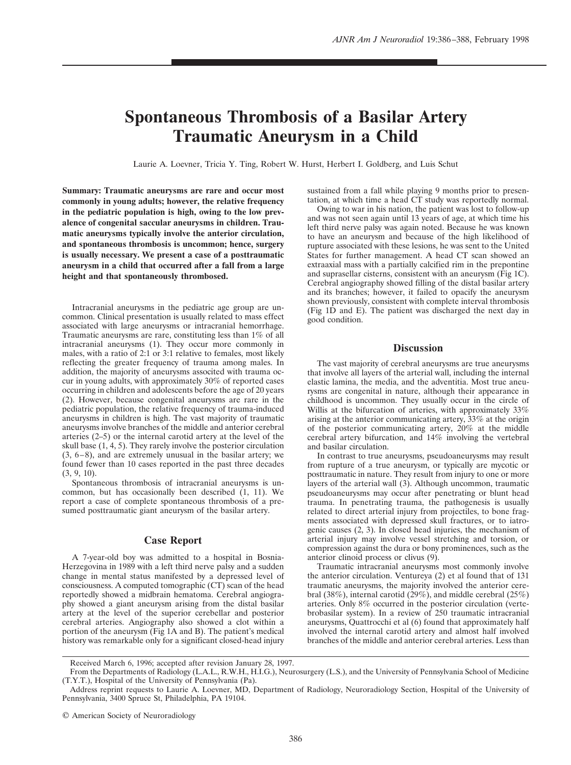# Spontaneous Thrombosis of a Basilar Artery Traumatic Aneurysm in a Child

Laurie A. Loevner, Tricia Y. Ting, Robert W. Hurst, Herbert I. Goldberg, and Luis Schut

**Summary: Traumatic aneurysms are rare and occur most commonly in young adults; however, the relative frequency in the pediatric population is high, owing to the low prevalence of congenital saccular aneurysms in children. Traumatic aneurysms typically involve the anterior circulation, and spontaneous thrombosis is uncommon; hence, surgery is usually necessary. We present a case of a posttraumatic aneurysm in a child that occurred after a fall from a large height and that spontaneously thrombosed.**

Intracranial aneurysms in the pediatric age group are uncommon. Clinical presentation is usually related to mass effect associated with large aneurysms or intracranial hemorrhage. Traumatic aneurysms are rare, constituting less than 1% of all intracranial aneurysms (1). They occur more commonly in males, with a ratio of 2:1 or 3:1 relative to females, most likely reflecting the greater frequency of trauma among males. In addition, the majority of aneurysms associted with trauma occur in young adults, with approximately 30% of reported cases occurring in children and adolescents before the age of 20 years (2). However, because congenital aneurysms are rare in the pediatric population, the relative frequency of trauma-induced aneurysms in children is high. The vast majority of traumatic aneurysms involve branches of the middle and anterior cerebral arteries (2–5) or the internal carotid artery at the level of the skull base (1, 4, 5). They rarely involve the posterior circulation (3, 6–8), and are extremely unusual in the basilar artery; we found fewer than 10 cases reported in the past three decades (3, 9, 10).

Spontaneous thrombosis of intracranial aneurysms is uncommon, but has occasionally been described (1, 11). We report a case of complete spontaneous thrombosis of a presumed posttraumatic giant aneurysm of the basilar artery.

## Case Report

A 7-year-old boy was admitted to a hospital in Bosnia-Herzegovina in 1989 with a left third nerve palsy and a sudden change in mental status manifested by a depressed level of consciousness. A computed tomographic (CT) scan of the head reportedly showed a midbrain hematoma. Cerebral angiography showed a giant aneurysm arising from the distal basilar artery at the level of the superior cerebellar and posterior cerebral arteries. Angiography also showed a clot within a portion of the aneurysm (Fig 1A and B). The patient's medical history was remarkable only for a significant closed-head injury sustained from a fall while playing 9 months prior to presentation, at which time a head CT study was reportedly normal.

Owing to war in his nation, the patient was lost to follow-up and was not seen again until 13 years of age, at which time his left third nerve palsy was again noted. Because he was known to have an aneurysm and because of the high likelihood of rupture associated with these lesions, he was sent to the United States for further management. A head CT scan showed an extraaxial mass with a partially calcified rim in the prepontine and suprasellar cisterns, consistent with an aneurysm (Fig 1C). Cerebral angiography showed filling of the distal basilar artery and its branches; however, it failed to opacify the aneurysm shown previously, consistent with complete interval thrombosis (Fig 1D and E). The patient was discharged the next day in good condition.

## Discussion

The vast majority of cerebral aneurysms are true aneurysms that involve all layers of the arterial wall, including the internal elastic lamina, the media, and the adventitia. Most true aneurysms are congenital in nature, although their appearance in childhood is uncommon. They usually occur in the circle of Willis at the bifurcation of arteries, with approximately 33% arising at the anterior communicating artery, 33% at the origin of the posterior communicating artery, 20% at the middle cerebral artery bifurcation, and 14% involving the vertebral and basilar circulation.

In contrast to true aneurysms, pseudoaneurysms may result from rupture of a true aneurysm, or typically are mycotic or posttraumatic in nature. They result from injury to one or more layers of the arterial wall (3). Although uncommon, traumatic pseudoaneurysms may occur after penetrating or blunt head trauma. In penetrating trauma, the pathogenesis is usually related to direct arterial injury from projectiles, to bone fragments associated with depressed skull fractures, or to iatrogenic causes (2, 3). In closed head injuries, the mechanism of arterial injury may involve vessel stretching and torsion, or compression against the dura or bony prominences, such as the anterior clinoid process or clivus (9).

Traumatic intracranial aneurysms most commonly involve the anterior circulation. Ventureya (2) et al found that of 131 traumatic aneurysms, the majority involved the anterior cerebral (38%), internal carotid (29%), and middle cerebral (25%) arteries. Only 8% occurred in the posterior circulation (vertebrobasilar system). In a review of 250 traumatic intracranial aneurysms, Quattrocchi et al (6) found that approximately half involved the internal carotid artery and almost half involved branches of the middle and anterior cerebral arteries. Less than

Received March 6, 1996; accepted after revision January 28, 1997.

From the Departments of Radiology (L.A.L., R.W.H., H.I.G.), Neurosurgery (L.S.), and the University of Pennsylvania School of Medicine (T.Y.T.), Hospital of the University of Pennsylvania (Pa).

Address reprint requests to Laurie A. Loevner, MD, Department of Radiology, Neuroradiology Section, Hospital of the University of Pennsylvania, 3400 Spruce St, Philadelphia, PA 19104.

© American Society of Neuroradiology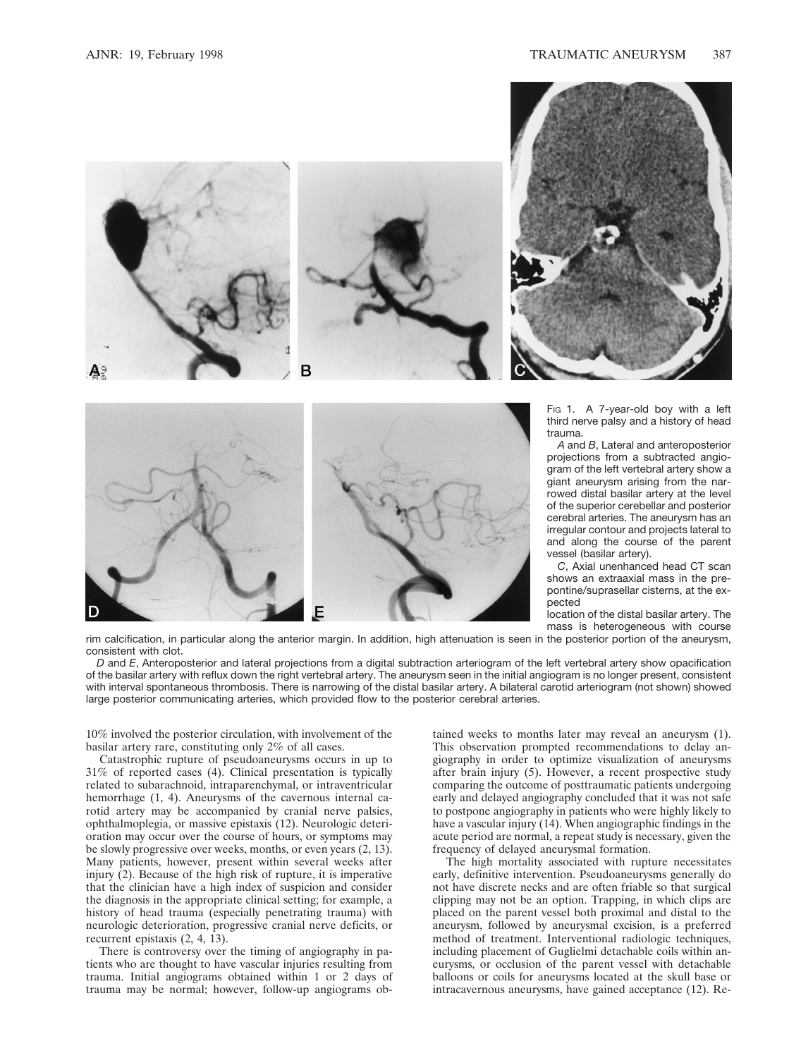Fig 1. A 7-year-old boy with a left third nerve palsy and a history of head trauma.

*A* and *B*, Lateral and anteroposterior projections from a subtracted angiogram of the left vertebral artery show a giant aneurysm arising from the narrowed distal basilar artery at the level of the superior cerebellar and posterior cerebral arteries. The aneurysm has an irregular contour and projects lateral to and along the course of the parent vessel (basilar artery).

*C*, Axial unenhanced head CT scan shows an extraaxial mass in the prepontine/suprasellar cisterns, at the expected location of the distal basilar artery. The mass is heterogeneous with course rim calcification, in particular along the anterior margin. In addition, high attenuation is seen in the posterior portion of the aneurysm, consistent with clot.

*D* and *E*, Anteroposterior and lateral projections from a digital subtraction arteriogram of the left vertebral artery show opacification of the basilar artery with reflux down the right vertebral artery. The aneurysm seen in the initial angiogram is no longer present, consistent with interval spontaneous thrombosis. There is narrowing of the distal basilar artery. A bilateral carotid arteriogram (not shown) showed large posterior communicating arteries, which provided flow to the posterior cerebral arteries.

10% involved the posterior circulation, with involvement of the basilar artery rare, constituting only 2% of all cases.

Catastrophic rupture of pseudoaneurysms occurs in up to 31% of reported cases (4). Clinical presentation is typically related to subarachnoid, intraparenchymal, or intraventricular hemorrhage (1, 4). Aneurysms of the cavernous internal carotid artery may be accompanied by cranial nerve palsies, ophthalmoplegia, or massive epistaxis (12). Neurologic deterioration may occur over the course of hours, or symptoms may be slowly progressive over weeks, months, or even years (2, 13). Many patients, however, present within several weeks after injury (2). Because of the high risk of rupture, it is imperative that the clinician have a high index of suspicion and consider the diagnosis in the appropriate clinical setting; for example, a history of head trauma (especially penetrating trauma) with neurologic deterioration, progressive cranial nerve deficits, or recurrent epistaxis (2, 4, 13).

There is controversy over the timing of angiography in patients who are thought to have vascular injuries resulting from trauma. Initial angiograms obtained within 1 or 2 days of trauma may be normal; however, follow-up angiograms obtained weeks to months later may reveal an aneurysm (1). This observation prompted recommendations to delay angiography in order to optimize visualization of aneurysms after brain injury (5). However, a recent prospective study comparing the outcome of posttraumatic patients undergoing early and delayed angiography concluded that it was not safe to postpone angiography in patients who were highly likely to have a vascular injury (14). When angiographic findings in the acute period are normal, a repeat study is necessary, given the frequency of delayed aneurysmal formation.

The high mortality associated with rupture necessitates early, definitive intervention. Pseudoaneurysms generally do not have discrete necks and are often friable so that surgical clipping may not be an option. Trapping, in which clips are placed on the parent vessel both proximal and distal to the aneurysm, followed by aneurysmal excision, is a preferred method of treatment. Interventional radiologic techniques, including placement of Guglielmi detachable coils within aneurysms, or occlusion of the parent vessel with detachable balloons or coils for aneurysms located at the skull base or intracavernous aneurysms, have gained acceptance (12). Re-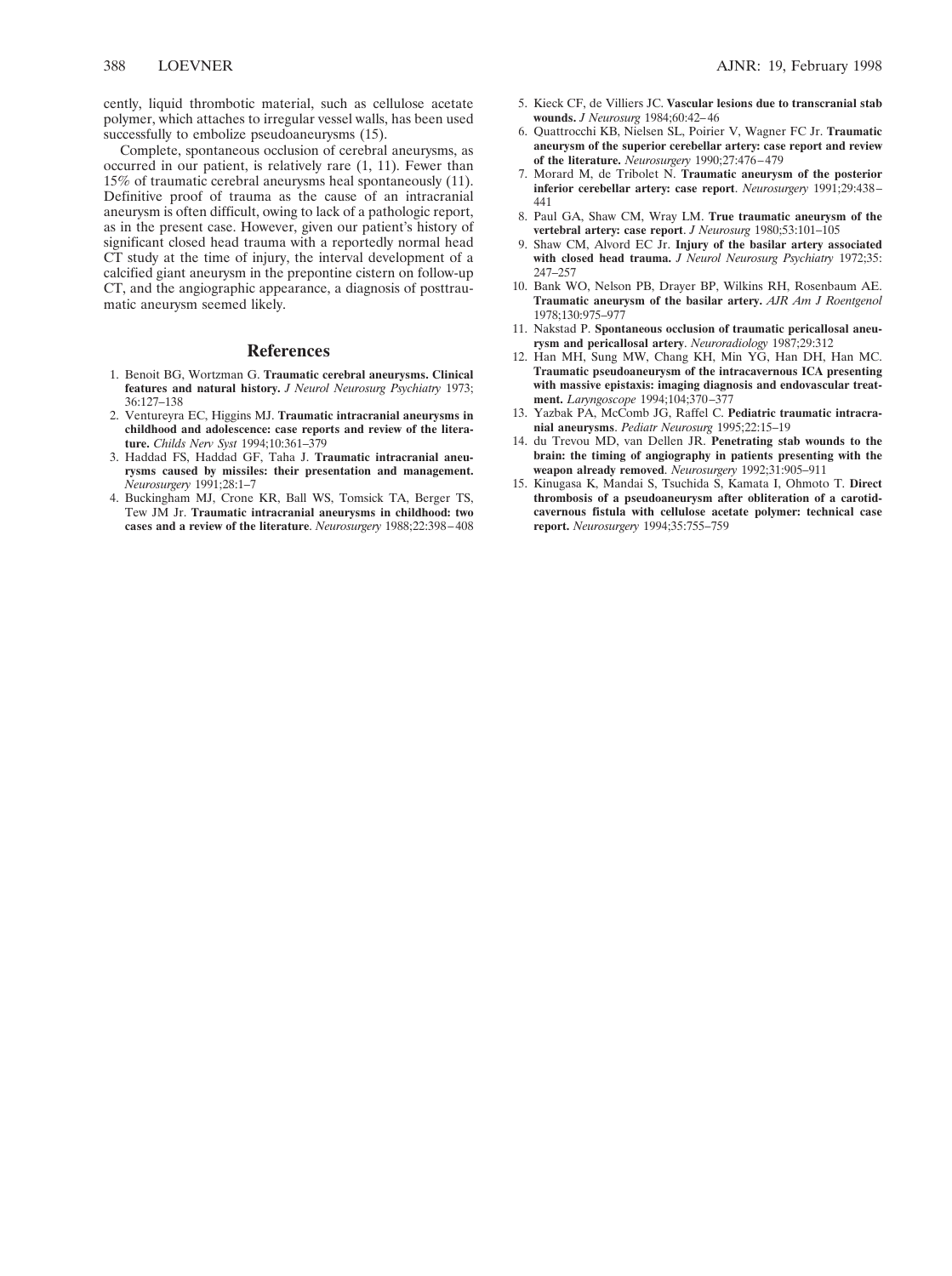cently, liquid thrombotic material, such as cellulose acetate polymer, which attaches to irregular vessel walls, has been used successfully to embolize pseudoaneurysms (15).

Complete, spontaneous occlusion of cerebral aneurysms, as occurred in our patient, is relatively rare (1, 11). Fewer than 15% of traumatic cerebral aneurysms heal spontaneously (11). Definitive proof of trauma as the cause of an intracranial aneurysm is often difficult, owing to lack of a pathologic report, as in the present case. However, given our patient's history of significant closed head trauma with a reportedly normal head CT study at the time of injury, the interval development of a calcified giant aneurysm in the prepontine cistern on follow-up CT, and the angiographic appearance, a diagnosis of posttraumatic aneurysm seemed likely.

## References

1. Benoit BG, Wortzman G. **Traumatic cerebral aneurysms. Clinical features and natural history.** *J Neurol Neurosurg Psychiatry* 1973; 36:127–138
2. Ventureyra EC, Higgins MJ. **Traumatic intracranial aneurysms in childhood and adolescence: case reports and review of the literature.** *Childs Nerv Syst* 1994;10:361–379
3. Haddad FS, Haddad GF, Taha J. **Traumatic intracranial aneurysms caused by missiles: their presentation and management.** *Neurosurgery* 1991;28:1–7
4. Buckingham MJ, Crone KR, Ball WS, Tomsick TA, Berger TS, Tew JM Jr. **Traumatic intracranial aneurysms in childhood: two cases and a review of the literature**. *Neurosurgery* 1988;22:398–408
5. Kieck CF, de Villiers JC. **Vascular lesions due to transcranial stab wounds.** *J Neurosurg* 1984;60:42–46
6. Quattrocchi KB, Nielsen SL, Poirier V, Wagner FC Jr. **Traumatic aneurysm of the superior cerebellar artery: case report and review of the literature.** *Neurosurgery* 1990;27:476–479
7. Morard M, de Tribolet N. **Traumatic aneurysm of the posterior inferior cerebellar artery: case report**. *Neurosurgery* 1991;29:438–441
8. Paul GA, Shaw CM, Wray LM. **True traumatic aneurysm of the vertebral artery: case report**. *J Neurosurg* 1980;53:101–105
9. Shaw CM, Alvord EC Jr. **Injury of the basilar artery associated with closed head trauma.** *J Neurol Neurosurg Psychiatry* 1972;35: 247–257
10. Bank WO, Nelson PB, Drayer BP, Wilkins RH, Rosenbaum AE. **Traumatic aneurysm of the basilar artery.** *AJR Am J Roentgenol* 1978;130:975–977
11. Nakstad P. **Spontaneous occlusion of traumatic pericallosal aneurysm and pericallosal artery**. *Neuroradiology* 1987;29:312
12. Han MH, Sung MW, Chang KH, Min YG, Han DH, Han MC. **Traumatic pseudoaneurysm of the intracavernous ICA presenting with massive epistaxis: imaging diagnosis and endovascular treatment.** *Laryngoscope* 1994;104;370–377
13. Yazbak PA, McComb JG, Raffel C. **Pediatric traumatic intracranial aneurysms**. *Pediatr Neurosurg* 1995;22:15–19
14. du Trevou MD, van Dellen JR. **Penetrating stab wounds to the brain: the timing of angiography in patients presenting with the weapon already removed**. *Neurosurgery* 1992;31:905–911
15. Kinugasa K, Mandai S, Tsuchida S, Kamata I, Ohmoto T. **Direct thrombosis of a pseudoaneurysm after obliteration of a carotid-cavernous fistula with cellulose acetate polymer: technical case report.** *Neurosurgery* 1994;35:755–759